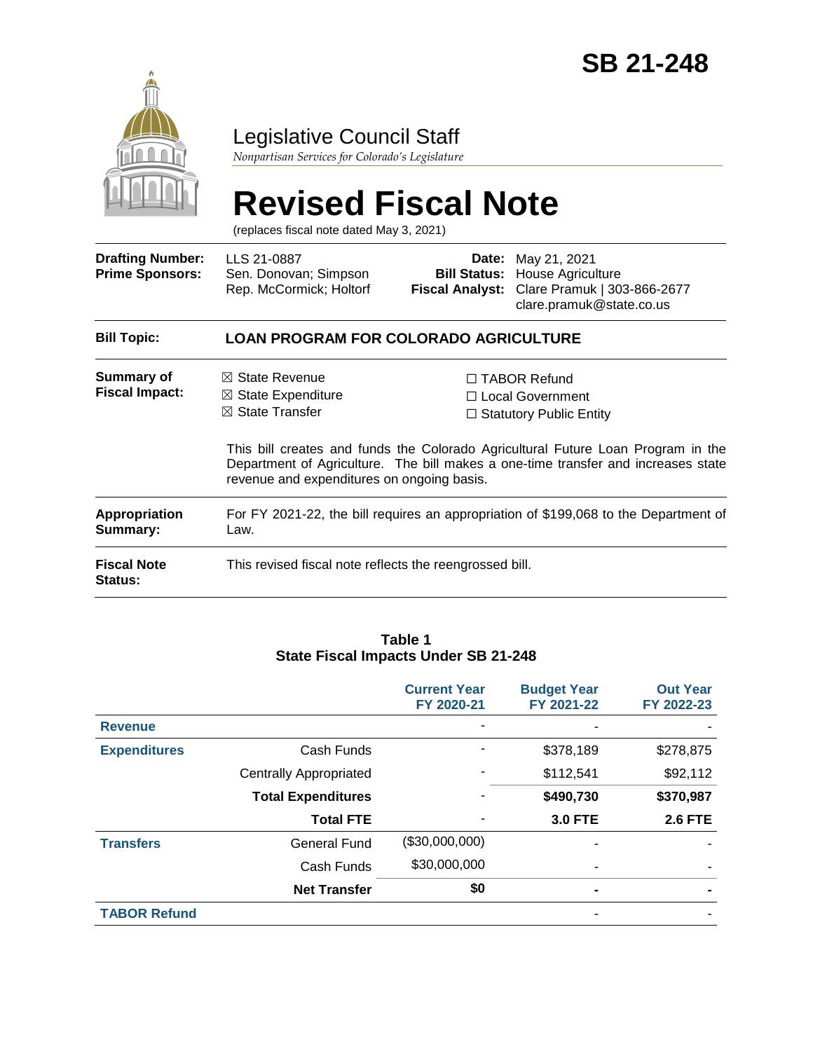# SB 21-248

Legislative Council Staff

*Nonpartisan Services for Colorado's Legislature*

# Revised Fiscal Note

(replaces fiscal note dated May 3, 2021)

| | | | |
|---|---|---|---|
| **Drafting Number:** | LLS 21-0887 | **Date:** | May 21, 2021 |
| **Prime Sponsors:** | Sen. Donovan; Simpson<br>Rep. McCormick; Holtorf | **Bill Status:** | House Agriculture |
| | | **Fiscal Analyst:** | Clare Pramuk \| 303-866-2677<br>clare.pramuk@state.co.us |

| | |
|---|---|
| **Bill Topic:** | **LOAN PROGRAM FOR COLORADO AGRICULTURE** |
| **Summary of Fiscal Impact:** | ☒ State Revenue ☒ State Expenditure ☒ State Transfer ☐ TABOR Refund ☐ Local Government ☐ Statutory Public Entity<br><br>This bill creates and funds the Colorado Agricultural Future Loan Program in the Department of Agriculture. The bill makes a one-time transfer and increases state revenue and expenditures on ongoing basis. |
| **Appropriation Summary:** | For FY 2021-22, the bill requires an appropriation of $199,068 to the Department of Law. |
| **Fiscal Note Status:** | This revised fiscal note reflects the reengrossed bill. |

**Table 1**
**State Fiscal Impacts Under SB 21-248**

| | | Current Year FY 2020-21 | Budget Year FY 2021-22 | Out Year FY 2022-23 |
|---|---|---|---|---|
| **Revenue** | | - | - | - |
| **Expenditures** | Cash Funds | - | $378,189 | $278,875 |
| | Centrally Appropriated | - | $112,541 | $92,112 |
| | **Total Expenditures** | - | **$490,730** | **$370,987** |
| | **Total FTE** | - | **3.0 FTE** | **2.6 FTE** |
| **Transfers** | General Fund | ($30,000,000) | - | - |
| | Cash Funds | $30,000,000 | - | - |
| | **Net Transfer** | **$0** | **-** | **-** |
| **TABOR Refund** | | | - | - |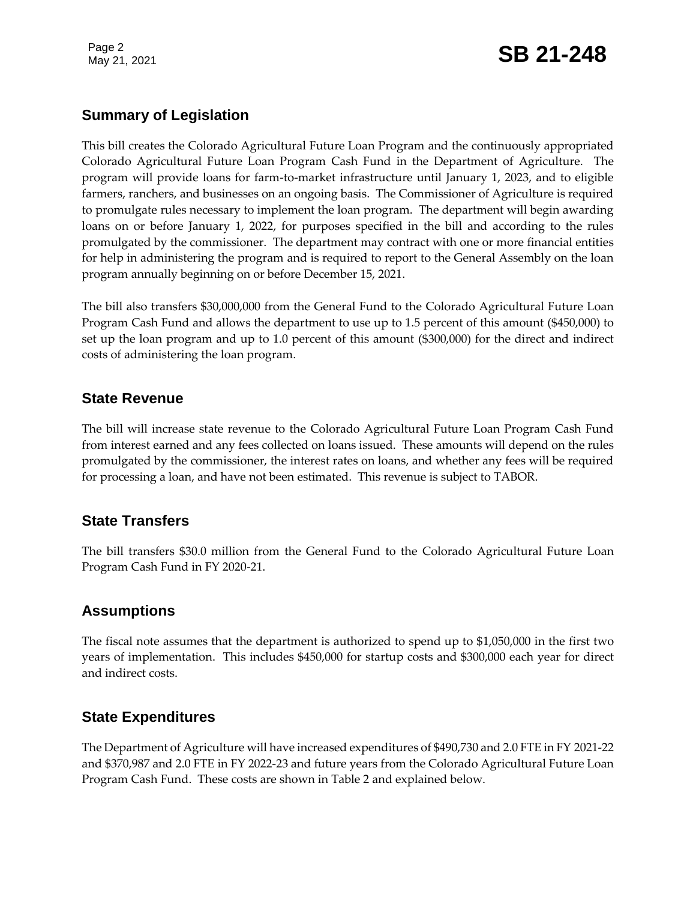## Summary of Legislation

This bill creates the Colorado Agricultural Future Loan Program and the continuously appropriated Colorado Agricultural Future Loan Program Cash Fund in the Department of Agriculture. The program will provide loans for farm-to-market infrastructure until January 1, 2023, and to eligible farmers, ranchers, and businesses on an ongoing basis. The Commissioner of Agriculture is required to promulgate rules necessary to implement the loan program. The department will begin awarding loans on or before January 1, 2022, for purposes specified in the bill and according to the rules promulgated by the commissioner. The department may contract with one or more financial entities for help in administering the program and is required to report to the General Assembly on the loan program annually beginning on or before December 15, 2021.

The bill also transfers $30,000,000 from the General Fund to the Colorado Agricultural Future Loan Program Cash Fund and allows the department to use up to 1.5 percent of this amount ($450,000) to set up the loan program and up to 1.0 percent of this amount ($300,000) for the direct and indirect costs of administering the loan program.

## State Revenue

The bill will increase state revenue to the Colorado Agricultural Future Loan Program Cash Fund from interest earned and any fees collected on loans issued. These amounts will depend on the rules promulgated by the commissioner, the interest rates on loans, and whether any fees will be required for processing a loan, and have not been estimated. This revenue is subject to TABOR.

## State Transfers

The bill transfers $30.0 million from the General Fund to the Colorado Agricultural Future Loan Program Cash Fund in FY 2020-21.

## Assumptions

The fiscal note assumes that the department is authorized to spend up to $1,050,000 in the first two years of implementation. This includes $450,000 for startup costs and $300,000 each year for direct and indirect costs.

## State Expenditures

The Department of Agriculture will have increased expenditures of $490,730 and 2.0 FTE in FY 2021-22 and $370,987 and 2.0 FTE in FY 2022-23 and future years from the Colorado Agricultural Future Loan Program Cash Fund. These costs are shown in Table 2 and explained below.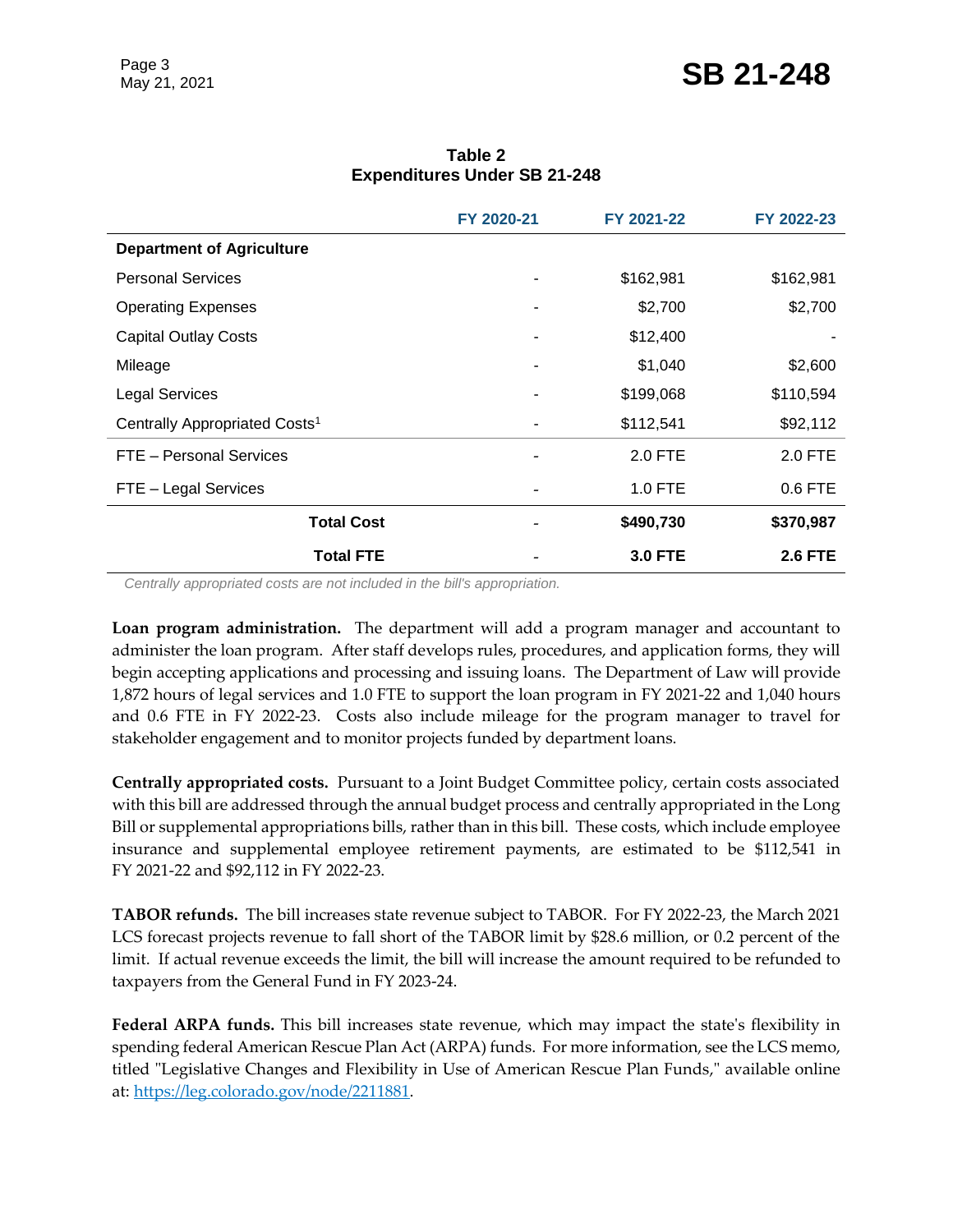**Table 2**
**Expenditures Under SB 21-248**

| | FY 2020-21 | FY 2021-22 | FY 2022-23 |
|---|---|---|---|
| **Department of Agriculture** | | | |
| Personal Services | - | $162,981 | $162,981 |
| Operating Expenses | - | $2,700 | $2,700 |
| Capital Outlay Costs | - | $12,400 | - |
| Mileage | - | $1,040 | $2,600 |
| Legal Services | - | $199,068 | $110,594 |
| Centrally Appropriated Costs[1] | - | $112,541 | $92,112 |
| FTE – Personal Services | - | 2.0 FTE | 2.0 FTE |
| FTE – Legal Services | - | 1.0 FTE | 0.6 FTE |
| **Total Cost** | - | **$490,730** | **$370,987** |
| **Total FTE** | - | **3.0 FTE** | **2.6 FTE** |

*Centrally appropriated costs are not included in the bill's appropriation.*

**Loan program administration.** The department will add a program manager and accountant to administer the loan program. After staff develops rules, procedures, and application forms, they will begin accepting applications and processing and issuing loans. The Department of Law will provide 1,872 hours of legal services and 1.0 FTE to support the loan program in FY 2021-22 and 1,040 hours and 0.6 FTE in FY 2022-23. Costs also include mileage for the program manager to travel for stakeholder engagement and to monitor projects funded by department loans.

**Centrally appropriated costs.** Pursuant to a Joint Budget Committee policy, certain costs associated with this bill are addressed through the annual budget process and centrally appropriated in the Long Bill or supplemental appropriations bills, rather than in this bill. These costs, which include employee insurance and supplemental employee retirement payments, are estimated to be $112,541 in FY 2021-22 and $92,112 in FY 2022-23.

**TABOR refunds.** The bill increases state revenue subject to TABOR. For FY 2022-23, the March 2021 LCS forecast projects revenue to fall short of the TABOR limit by $28.6 million, or 0.2 percent of the limit. If actual revenue exceeds the limit, the bill will increase the amount required to be refunded to taxpayers from the General Fund in FY 2023-24.

**Federal ARPA funds.** This bill increases state revenue, which may impact the state's flexibility in spending federal American Rescue Plan Act (ARPA) funds. For more information, see the LCS memo, titled "Legislative Changes and Flexibility in Use of American Rescue Plan Funds," available online at: [https://leg.colorado.gov/node/2211881](https://leg.colorado.gov/node/2211881).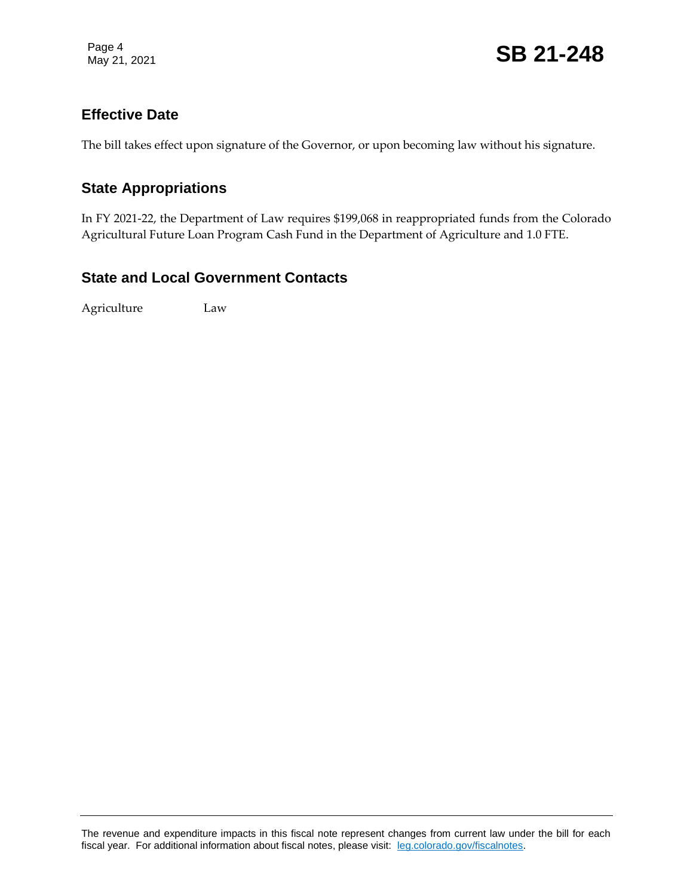## Effective Date

The bill takes effect upon signature of the Governor, or upon becoming law without his signature.

## State Appropriations

In FY 2021-22, the Department of Law requires $199,068 in reappropriated funds from the Colorado Agricultural Future Loan Program Cash Fund in the Department of Agriculture and 1.0 FTE.

## State and Local Government Contacts

Agriculture Law

The revenue and expenditure impacts in this fiscal note represent changes from current law under the bill for each fiscal year. For additional information about fiscal notes, please visit: leg.colorado.gov/fiscalnotes.